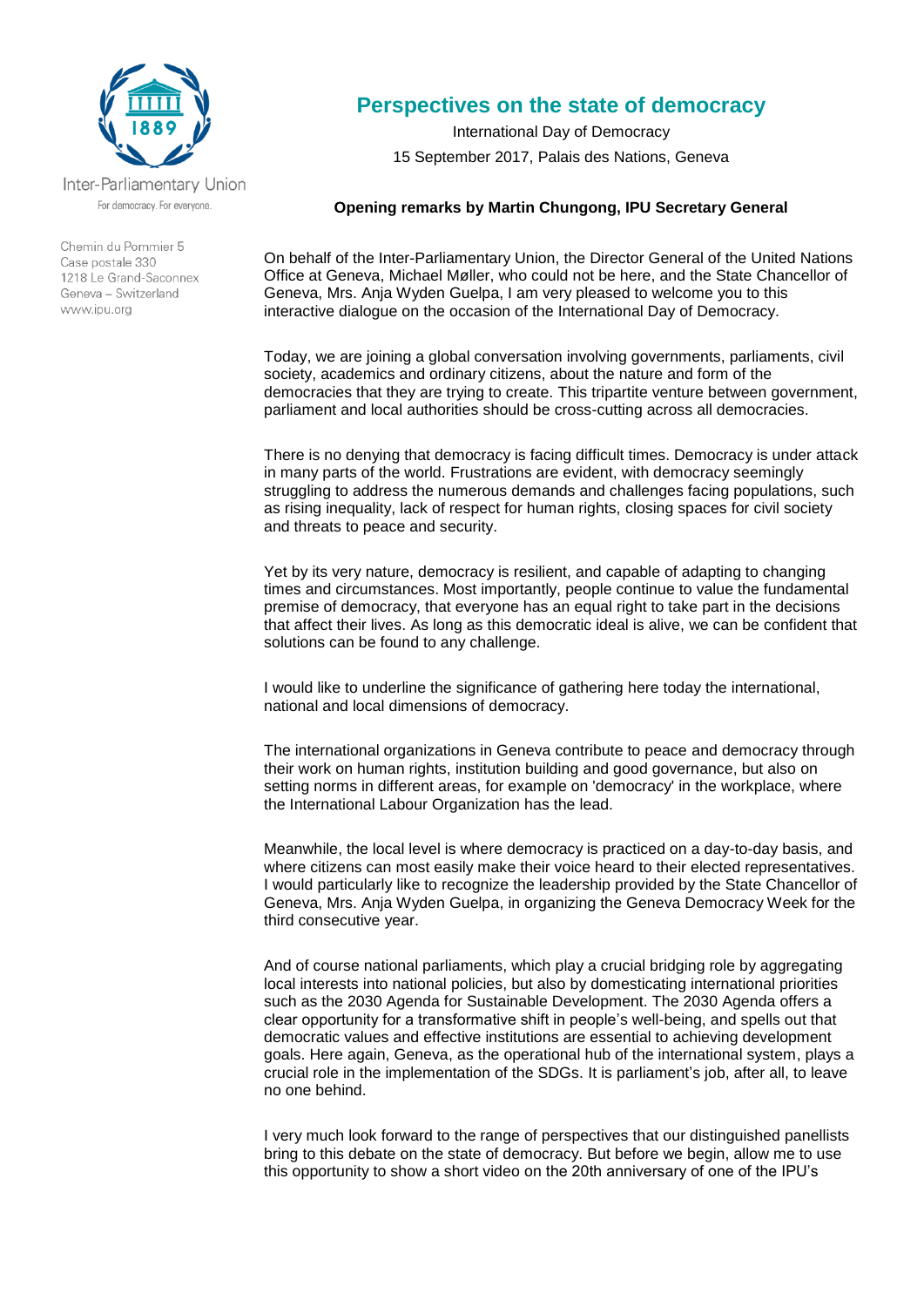Inter-Parliamentary Union
For democracy. For everyone.

Chemin du Pommier 5
Case postale 330
1218 Le Grand-Saconnex
Geneva – Switzerland
www.ipu.org

# Perspectives on the state of democracy

International Day of Democracy
15 September 2017, Palais des Nations, Geneva

**Opening remarks by Martin Chungong, IPU Secretary General**

On behalf of the Inter-Parliamentary Union, the Director General of the United Nations Office at Geneva, Michael Møller, who could not be here, and the State Chancellor of Geneva, Mrs. Anja Wyden Guelpa, I am very pleased to welcome you to this interactive dialogue on the occasion of the International Day of Democracy.

Today, we are joining a global conversation involving governments, parliaments, civil society, academics and ordinary citizens, about the nature and form of the democracies that they are trying to create. This tripartite venture between government, parliament and local authorities should be cross-cutting across all democracies.

There is no denying that democracy is facing difficult times. Democracy is under attack in many parts of the world. Frustrations are evident, with democracy seemingly struggling to address the numerous demands and challenges facing populations, such as rising inequality, lack of respect for human rights, closing spaces for civil society and threats to peace and security.

Yet by its very nature, democracy is resilient, and capable of adapting to changing times and circumstances. Most importantly, people continue to value the fundamental premise of democracy, that everyone has an equal right to take part in the decisions that affect their lives. As long as this democratic ideal is alive, we can be confident that solutions can be found to any challenge.

I would like to underline the significance of gathering here today the international, national and local dimensions of democracy.

The international organizations in Geneva contribute to peace and democracy through their work on human rights, institution building and good governance, but also on setting norms in different areas, for example on 'democracy' in the workplace, where the International Labour Organization has the lead.

Meanwhile, the local level is where democracy is practiced on a day-to-day basis, and where citizens can most easily make their voice heard to their elected representatives. I would particularly like to recognize the leadership provided by the State Chancellor of Geneva, Mrs. Anja Wyden Guelpa, in organizing the Geneva Democracy Week for the third consecutive year.

And of course national parliaments, which play a crucial bridging role by aggregating local interests into national policies, but also by domesticating international priorities such as the 2030 Agenda for Sustainable Development. The 2030 Agenda offers a clear opportunity for a transformative shift in people's well-being, and spells out that democratic values and effective institutions are essential to achieving development goals. Here again, Geneva, as the operational hub of the international system, plays a crucial role in the implementation of the SDGs. It is parliament's job, after all, to leave no one behind.

I very much look forward to the range of perspectives that our distinguished panellists bring to this debate on the state of democracy. But before we begin, allow me to use this opportunity to show a short video on the 20th anniversary of one of the IPU's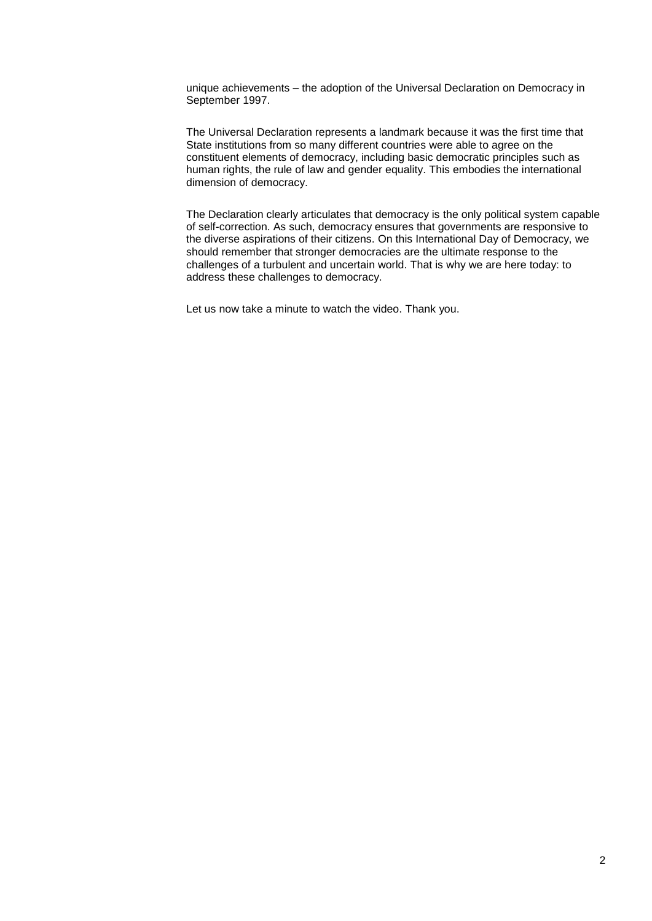unique achievements – the adoption of the Universal Declaration on Democracy in September 1997.

The Universal Declaration represents a landmark because it was the first time that State institutions from so many different countries were able to agree on the constituent elements of democracy, including basic democratic principles such as human rights, the rule of law and gender equality. This embodies the international dimension of democracy.

The Declaration clearly articulates that democracy is the only political system capable of self-correction. As such, democracy ensures that governments are responsive to the diverse aspirations of their citizens. On this International Day of Democracy, we should remember that stronger democracies are the ultimate response to the challenges of a turbulent and uncertain world. That is why we are here today: to address these challenges to democracy.

Let us now take a minute to watch the video. Thank you.